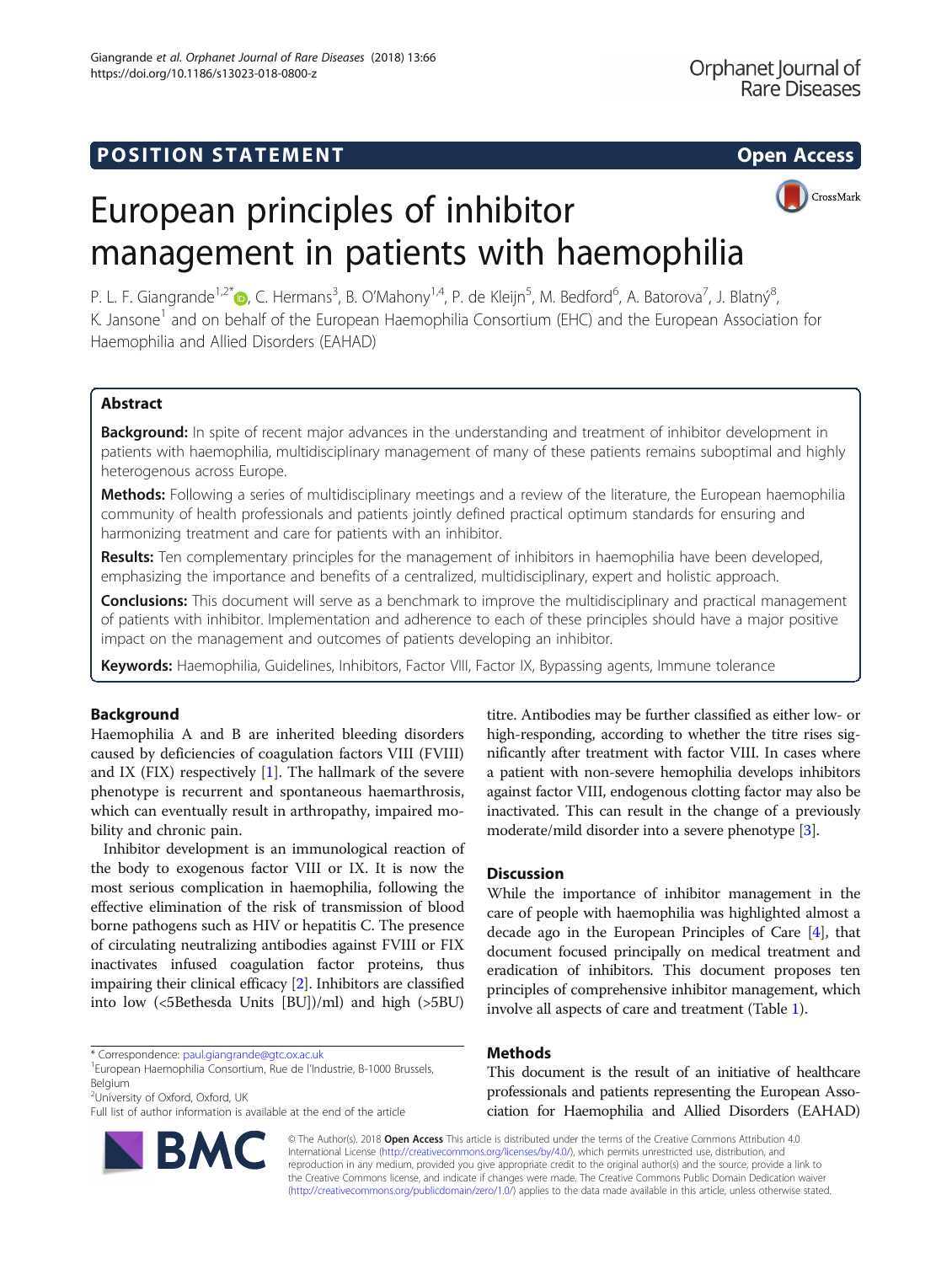POSITION STATEMENT

Open Access

# European principles of inhibitor management in patients with haemophilia

P. L. F. Giangrande[1,2*], C. Hermans[3], B. O'Mahony[1,4], P. de Kleijn[5], M. Bedford[6], A. Batorova[7], J. Blatný[8], K. Jansone[1] and on behalf of the European Haemophilia Consortium (EHC) and the European Association for Haemophilia and Allied Disorders (EAHAD)

## Abstract

**Background:** In spite of recent major advances in the understanding and treatment of inhibitor development in patients with haemophilia, multidisciplinary management of many of these patients remains suboptimal and highly heterogenous across Europe.

**Methods:** Following a series of multidisciplinary meetings and a review of the literature, the European haemophilia community of health professionals and patients jointly defined practical optimum standards for ensuring and harmonizing treatment and care for patients with an inhibitor.

**Results:** Ten complementary principles for the management of inhibitors in haemophilia have been developed, emphasizing the importance and benefits of a centralized, multidisciplinary, expert and holistic approach.

**Conclusions:** This document will serve as a benchmark to improve the multidisciplinary and practical management of patients with inhibitor. Implementation and adherence to each of these principles should have a major positive impact on the management and outcomes of patients developing an inhibitor.

**Keywords:** Haemophilia, Guidelines, Inhibitors, Factor VIII, Factor IX, Bypassing agents, Immune tolerance

## Background

Haemophilia A and B are inherited bleeding disorders caused by deficiencies of coagulation factors VIII (FVIII) and IX (FIX) respectively [1]. The hallmark of the severe phenotype is recurrent and spontaneous haemarthrosis, which can eventually result in arthropathy, impaired mobility and chronic pain.

Inhibitor development is an immunological reaction of the body to exogenous factor VIII or IX. It is now the most serious complication in haemophilia, following the effective elimination of the risk of transmission of blood borne pathogens such as HIV or hepatitis C. The presence of circulating neutralizing antibodies against FVIII or FIX inactivates infused coagulation factor proteins, thus impairing their clinical efficacy [2]. Inhibitors are classified into low (<5Bethesda Units [BU])/ml) and high (>5BU) titre. Antibodies may be further classified as either low- or high-responding, according to whether the titre rises significantly after treatment with factor VIII. In cases where a patient with non-severe hemophilia develops inhibitors against factor VIII, endogenous clotting factor may also be inactivated. This can result in the change of a previously moderate/mild disorder into a severe phenotype [3].

## Discussion

While the importance of inhibitor management in the care of people with haemophilia was highlighted almost a decade ago in the European Principles of Care [4], that document focused principally on medical treatment and eradication of inhibitors. This document proposes ten principles of comprehensive inhibitor management, which involve all aspects of care and treatment (Table 1).

## Methods

This document is the result of an initiative of healthcare professionals and patients representing the European Association for Haemophilia and Allied Disorders (EAHAD)

* Correspondence: paul.giangrande@gtc.ox.ac.uk
[1]European Haemophilia Consortium, Rue de l'Industrie, B-1000 Brussels, Belgium
[2]University of Oxford, Oxford, UK
Full list of author information is available at the end of the article

© The Author(s). 2018 **Open Access** This article is distributed under the terms of the Creative Commons Attribution 4.0 International License (http://creativecommons.org/licenses/by/4.0/), which permits unrestricted use, distribution, and reproduction in any medium, provided you give appropriate credit to the original author(s) and the source, provide a link to the Creative Commons license, and indicate if changes were made. The Creative Commons Public Domain Dedication waiver (http://creativecommons.org/publicdomain/zero/1.0/) applies to the data made available in this article, unless otherwise stated.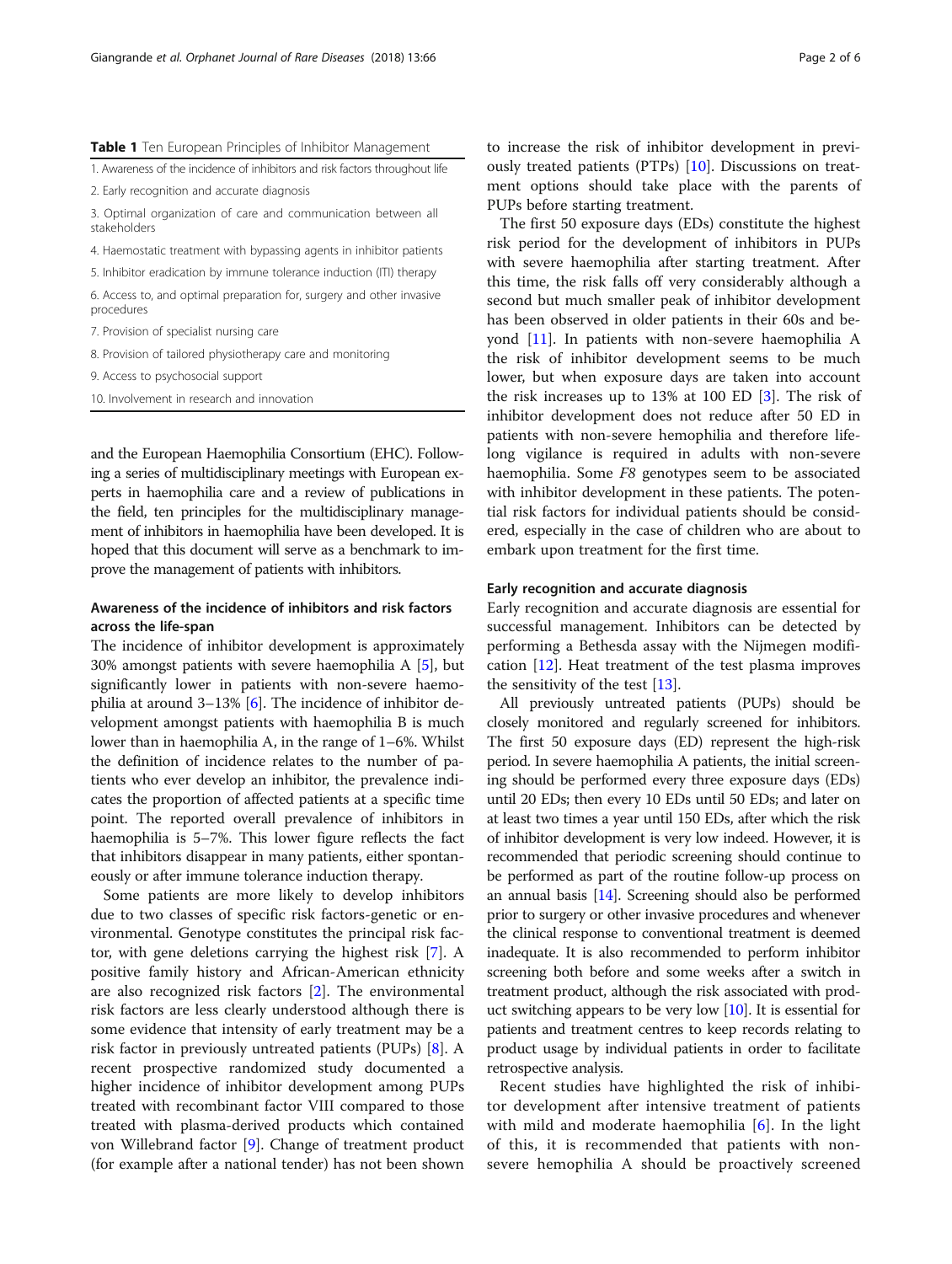**Table 1** Ten European Principles of Inhibitor Management

| |
|---|
| 1. Awareness of the incidence of inhibitors and risk factors throughout life |
| 2. Early recognition and accurate diagnosis |
| 3. Optimal organization of care and communication between all stakeholders |
| 4. Haemostatic treatment with bypassing agents in inhibitor patients |
| 5. Inhibitor eradication by immune tolerance induction (ITI) therapy |
| 6. Access to, and optimal preparation for, surgery and other invasive procedures |
| 7. Provision of specialist nursing care |
| 8. Provision of tailored physiotherapy care and monitoring |
| 9. Access to psychosocial support |
| 10. Involvement in research and innovation |

and the European Haemophilia Consortium (EHC). Following a series of multidisciplinary meetings with European experts in haemophilia care and a review of publications in the field, ten principles for the multidisciplinary management of inhibitors in haemophilia have been developed. It is hoped that this document will serve as a benchmark to improve the management of patients with inhibitors.

## Awareness of the incidence of inhibitors and risk factors across the life-span

The incidence of inhibitor development is approximately 30% amongst patients with severe haemophilia A [5], but significantly lower in patients with non-severe haemophilia at around 3–13% [6]. The incidence of inhibitor development amongst patients with haemophilia B is much lower than in haemophilia A, in the range of 1–6%. Whilst the definition of incidence relates to the number of patients who ever develop an inhibitor, the prevalence indicates the proportion of affected patients at a specific time point. The reported overall prevalence of inhibitors in haemophilia is 5–7%. This lower figure reflects the fact that inhibitors disappear in many patients, either spontaneously or after immune tolerance induction therapy.

Some patients are more likely to develop inhibitors due to two classes of specific risk factors-genetic or environmental. Genotype constitutes the principal risk factor, with gene deletions carrying the highest risk [7]. A positive family history and African-American ethnicity are also recognized risk factors [2]. The environmental risk factors are less clearly understood although there is some evidence that intensity of early treatment may be a risk factor in previously untreated patients (PUPs) [8]. A recent prospective randomized study documented a higher incidence of inhibitor development among PUPs treated with recombinant factor VIII compared to those treated with plasma-derived products which contained von Willebrand factor [9]. Change of treatment product (for example after a national tender) has not been shown to increase the risk of inhibitor development in previously treated patients (PTPs) [10]. Discussions on treatment options should take place with the parents of PUPs before starting treatment.

The first 50 exposure days (EDs) constitute the highest risk period for the development of inhibitors in PUPs with severe haemophilia after starting treatment. After this time, the risk falls off very considerably although a second but much smaller peak of inhibitor development has been observed in older patients in their 60s and beyond [11]. In patients with non-severe haemophilia A the risk of inhibitor development seems to be much lower, but when exposure days are taken into account the risk increases up to 13% at 100 ED [3]. The risk of inhibitor development does not reduce after 50 ED in patients with non-severe hemophilia and therefore life-long vigilance is required in adults with non-severe haemophilia. Some *F8* genotypes seem to be associated with inhibitor development in these patients. The potential risk factors for individual patients should be considered, especially in the case of children who are about to embark upon treatment for the first time.

## Early recognition and accurate diagnosis

Early recognition and accurate diagnosis are essential for successful management. Inhibitors can be detected by performing a Bethesda assay with the Nijmegen modification [12]. Heat treatment of the test plasma improves the sensitivity of the test [13].

All previously untreated patients (PUPs) should be closely monitored and regularly screened for inhibitors. The first 50 exposure days (ED) represent the high-risk period. In severe haemophilia A patients, the initial screening should be performed every three exposure days (EDs) until 20 EDs; then every 10 EDs until 50 EDs; and later on at least two times a year until 150 EDs, after which the risk of inhibitor development is very low indeed. However, it is recommended that periodic screening should continue to be performed as part of the routine follow-up process on an annual basis [14]. Screening should also be performed prior to surgery or other invasive procedures and whenever the clinical response to conventional treatment is deemed inadequate. It is also recommended to perform inhibitor screening both before and some weeks after a switch in treatment product, although the risk associated with product switching appears to be very low [10]. It is essential for patients and treatment centres to keep records relating to product usage by individual patients in order to facilitate retrospective analysis.

Recent studies have highlighted the risk of inhibitor development after intensive treatment of patients with mild and moderate haemophilia [6]. In the light of this, it is recommended that patients with non-severe hemophilia A should be proactively screened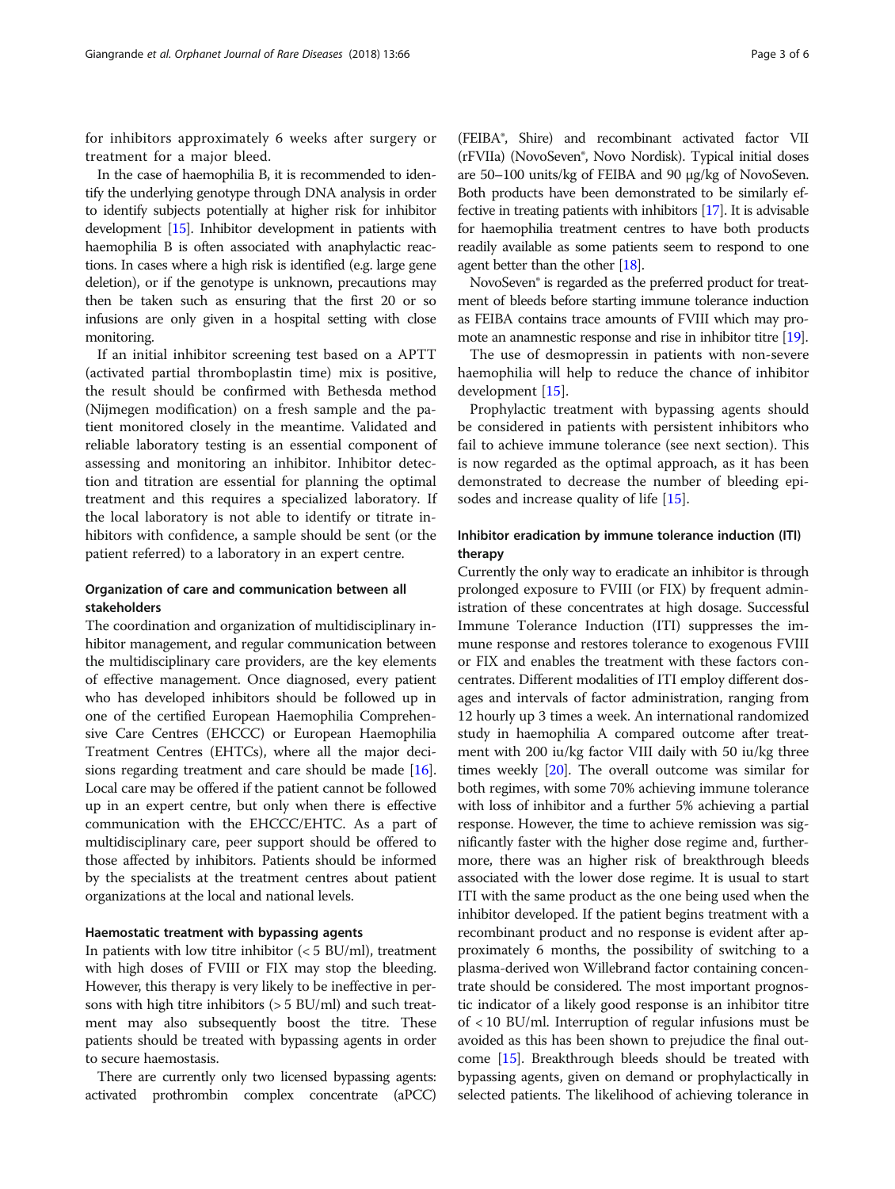for inhibitors approximately 6 weeks after surgery or treatment for a major bleed.

In the case of haemophilia B, it is recommended to identify the underlying genotype through DNA analysis in order to identify subjects potentially at higher risk for inhibitor development [15]. Inhibitor development in patients with haemophilia B is often associated with anaphylactic reactions. In cases where a high risk is identified (e.g. large gene deletion), or if the genotype is unknown, precautions may then be taken such as ensuring that the first 20 or so infusions are only given in a hospital setting with close monitoring.

If an initial inhibitor screening test based on a APTT (activated partial thromboplastin time) mix is positive, the result should be confirmed with Bethesda method (Nijmegen modification) on a fresh sample and the patient monitored closely in the meantime. Validated and reliable laboratory testing is an essential component of assessing and monitoring an inhibitor. Inhibitor detection and titration are essential for planning the optimal treatment and this requires a specialized laboratory. If the local laboratory is not able to identify or titrate inhibitors with confidence, a sample should be sent (or the patient referred) to a laboratory in an expert centre.

### Organization of care and communication between all stakeholders

The coordination and organization of multidisciplinary inhibitor management, and regular communication between the multidisciplinary care providers, are the key elements of effective management. Once diagnosed, every patient who has developed inhibitors should be followed up in one of the certified European Haemophilia Comprehensive Care Centres (EHCCC) or European Haemophilia Treatment Centres (EHTCs), where all the major decisions regarding treatment and care should be made [16]. Local care may be offered if the patient cannot be followed up in an expert centre, but only when there is effective communication with the EHCCC/EHTC. As a part of multidisciplinary care, peer support should be offered to those affected by inhibitors. Patients should be informed by the specialists at the treatment centres about patient organizations at the local and national levels.

#### Haemostatic treatment with bypassing agents

In patients with low titre inhibitor (< 5 BU/ml), treatment with high doses of FVIII or FIX may stop the bleeding. However, this therapy is very likely to be ineffective in persons with high titre inhibitors (> 5 BU/ml) and such treatment may also subsequently boost the titre. These patients should be treated with bypassing agents in order to secure haemostasis.

There are currently only two licensed bypassing agents: activated prothrombin complex concentrate (aPCC) (FEIBA®, Shire) and recombinant activated factor VII (rFVIIa) (NovoSeven®, Novo Nordisk). Typical initial doses are 50–100 units/kg of FEIBA and 90 μg/kg of NovoSeven. Both products have been demonstrated to be similarly effective in treating patients with inhibitors [17]. It is advisable for haemophilia treatment centres to have both products readily available as some patients seem to respond to one agent better than the other [18].

NovoSeven® is regarded as the preferred product for treatment of bleeds before starting immune tolerance induction as FEIBA contains trace amounts of FVIII which may promote an anamnestic response and rise in inhibitor titre [19].

The use of desmopressin in patients with non-severe haemophilia will help to reduce the chance of inhibitor development [15].

Prophylactic treatment with bypassing agents should be considered in patients with persistent inhibitors who fail to achieve immune tolerance (see next section). This is now regarded as the optimal approach, as it has been demonstrated to decrease the number of bleeding episodes and increase quality of life [15].

### Inhibitor eradication by immune tolerance induction (ITI) therapy

Currently the only way to eradicate an inhibitor is through prolonged exposure to FVIII (or FIX) by frequent administration of these concentrates at high dosage. Successful Immune Tolerance Induction (ITI) suppresses the immune response and restores tolerance to exogenous FVIII or FIX and enables the treatment with these factors concentrates. Different modalities of ITI employ different dosages and intervals of factor administration, ranging from 12 hourly up 3 times a week. An international randomized study in haemophilia A compared outcome after treatment with 200 iu/kg factor VIII daily with 50 iu/kg three times weekly [20]. The overall outcome was similar for both regimes, with some 70% achieving immune tolerance with loss of inhibitor and a further 5% achieving a partial response. However, the time to achieve remission was significantly faster with the higher dose regime and, furthermore, there was an higher risk of breakthrough bleeds associated with the lower dose regime. It is usual to start ITI with the same product as the one being used when the inhibitor developed. If the patient begins treatment with a recombinant product and no response is evident after approximately 6 months, the possibility of switching to a plasma-derived won Willebrand factor containing concentrate should be considered. The most important prognostic indicator of a likely good response is an inhibitor titre of < 10 BU/ml. Interruption of regular infusions must be avoided as this has been shown to prejudice the final outcome [15]. Breakthrough bleeds should be treated with bypassing agents, given on demand or prophylactically in selected patients. The likelihood of achieving tolerance in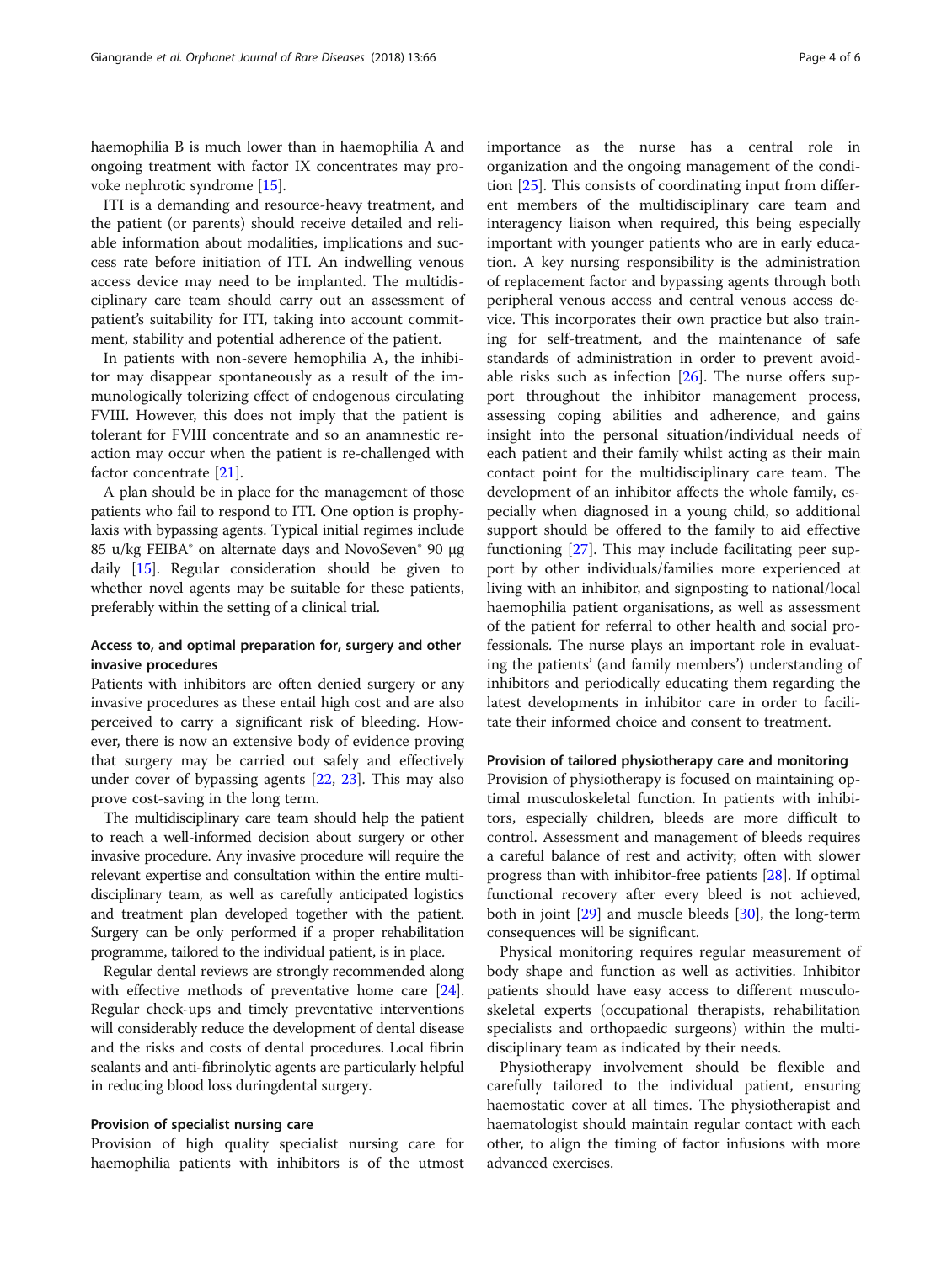haemophilia B is much lower than in haemophilia A and ongoing treatment with factor IX concentrates may provoke nephrotic syndrome [15].

ITI is a demanding and resource-heavy treatment, and the patient (or parents) should receive detailed and reliable information about modalities, implications and success rate before initiation of ITI. An indwelling venous access device may need to be implanted. The multidisciplinary care team should carry out an assessment of patient's suitability for ITI, taking into account commitment, stability and potential adherence of the patient.

In patients with non-severe hemophilia A, the inhibitor may disappear spontaneously as a result of the immunologically tolerizing effect of endogenous circulating FVIII. However, this does not imply that the patient is tolerant for FVIII concentrate and so an anamnestic reaction may occur when the patient is re-challenged with factor concentrate [21].

A plan should be in place for the management of those patients who fail to respond to ITI. One option is prophylaxis with bypassing agents. Typical initial regimes include 85 u/kg FEIBA® on alternate days and NovoSeven® 90 μg daily [15]. Regular consideration should be given to whether novel agents may be suitable for these patients, preferably within the setting of a clinical trial.

### Access to, and optimal preparation for, surgery and other invasive procedures

Patients with inhibitors are often denied surgery or any invasive procedures as these entail high cost and are also perceived to carry a significant risk of bleeding. However, there is now an extensive body of evidence proving that surgery may be carried out safely and effectively under cover of bypassing agents [22, 23]. This may also prove cost-saving in the long term.

The multidisciplinary care team should help the patient to reach a well-informed decision about surgery or other invasive procedure. Any invasive procedure will require the relevant expertise and consultation within the entire multidisciplinary team, as well as carefully anticipated logistics and treatment plan developed together with the patient. Surgery can be only performed if a proper rehabilitation programme, tailored to the individual patient, is in place.

Regular dental reviews are strongly recommended along with effective methods of preventative home care [24]. Regular check-ups and timely preventative interventions will considerably reduce the development of dental disease and the risks and costs of dental procedures. Local fibrin sealants and anti-fibrinolytic agents are particularly helpful in reducing blood loss duringdental surgery.

### Provision of specialist nursing care

Provision of high quality specialist nursing care for haemophilia patients with inhibitors is of the utmost importance as the nurse has a central role in organization and the ongoing management of the condition [25]. This consists of coordinating input from different members of the multidisciplinary care team and interagency liaison when required, this being especially important with younger patients who are in early education. A key nursing responsibility is the administration of replacement factor and bypassing agents through both peripheral venous access and central venous access device. This incorporates their own practice but also training for self-treatment, and the maintenance of safe standards of administration in order to prevent avoidable risks such as infection [26]. The nurse offers support throughout the inhibitor management process, assessing coping abilities and adherence, and gains insight into the personal situation/individual needs of each patient and their family whilst acting as their main contact point for the multidisciplinary care team. The development of an inhibitor affects the whole family, especially when diagnosed in a young child, so additional support should be offered to the family to aid effective functioning [27]. This may include facilitating peer support by other individuals/families more experienced at living with an inhibitor, and signposting to national/local haemophilia patient organisations, as well as assessment of the patient for referral to other health and social professionals. The nurse plays an important role in evaluating the patients' (and family members') understanding of inhibitors and periodically educating them regarding the latest developments in inhibitor care in order to facilitate their informed choice and consent to treatment.

### Provision of tailored physiotherapy care and monitoring

Provision of physiotherapy is focused on maintaining optimal musculoskeletal function. In patients with inhibitors, especially children, bleeds are more difficult to control. Assessment and management of bleeds requires a careful balance of rest and activity; often with slower progress than with inhibitor-free patients [28]. If optimal functional recovery after every bleed is not achieved, both in joint [29] and muscle bleeds [30], the long-term consequences will be significant.

Physical monitoring requires regular measurement of body shape and function as well as activities. Inhibitor patients should have easy access to different musculoskeletal experts (occupational therapists, rehabilitation specialists and orthopaedic surgeons) within the multidisciplinary team as indicated by their needs.

Physiotherapy involvement should be flexible and carefully tailored to the individual patient, ensuring haemostatic cover at all times. The physiotherapist and haematologist should maintain regular contact with each other, to align the timing of factor infusions with more advanced exercises.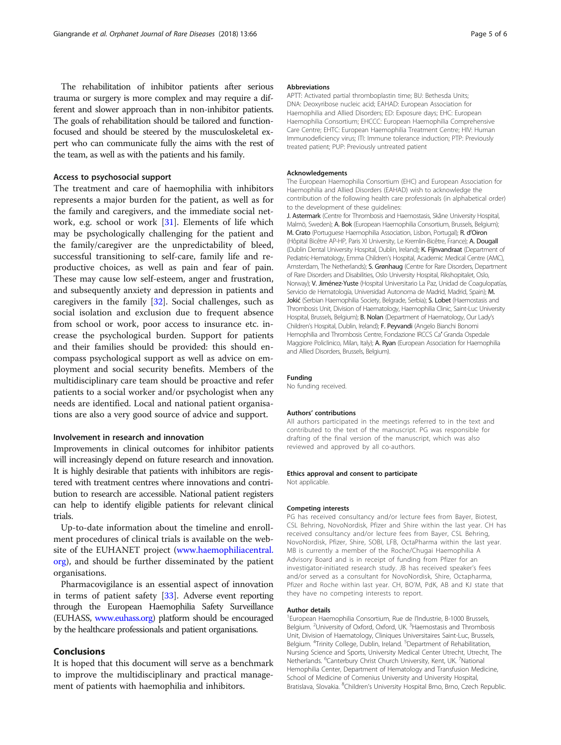The rehabilitation of inhibitor patients after serious trauma or surgery is more complex and may require a different and slower approach than in non-inhibitor patients. The goals of rehabilitation should be tailored and function-focused and should be steered by the musculoskeletal expert who can communicate fully the aims with the rest of the team, as well as with the patients and his family.

### Access to psychosocial support

The treatment and care of haemophilia with inhibitors represents a major burden for the patient, as well as for the family and caregivers, and the immediate social network, e.g. school or work [31]. Elements of life which may be psychologically challenging for the patient and the family/caregiver are the unpredictability of bleed, successful transitioning to self-care, family life and reproductive choices, as well as pain and fear of pain. These may cause low self-esteem, anger and frustration, and subsequently anxiety and depression in patients and caregivers in the family [32]. Social challenges, such as social isolation and exclusion due to frequent absence from school or work, poor access to insurance etc. increase the psychological burden. Support for patients and their families should be provided: this should encompass psychological support as well as advice on employment and social security benefits. Members of the multidisciplinary care team should be proactive and refer patients to a social worker and/or psychologist when any needs are identified. Local and national patient organisations are also a very good source of advice and support.

### Involvement in research and innovation

Improvements in clinical outcomes for inhibitor patients will increasingly depend on future research and innovation. It is highly desirable that patients with inhibitors are registered with treatment centres where innovations and contribution to research are accessible. National patient registers can help to identify eligible patients for relevant clinical trials.

Up-to-date information about the timeline and enrollment procedures of clinical trials is available on the website of the EUHANET project (www.haemophiliacentral.org), and should be further disseminated by the patient organisations.

Pharmacovigilance is an essential aspect of innovation in terms of patient safety [33]. Adverse event reporting through the European Haemophilia Safety Surveillance (EUHASS, www.euhass.org) platform should be encouraged by the healthcare professionals and patient organisations.

## Conclusions

It is hoped that this document will serve as a benchmark to improve the multidisciplinary and practical management of patients with haemophilia and inhibitors.

#### Abbreviations

APTT: Activated partial thromboplastin time; BU: Bethesda Units; DNA: Deoxyribose nucleic acid; EAHAD: European Association for Haemophilia and Allied Disorders; ED: Exposure days; EHC: European Haemophilia Consortium; EHCCC: European Haemophilia Comprehensive Care Centre; EHTC: European Haemophilia Treatment Centre; HIV: Human Immunodeficiency virus; ITI: Immune tolerance induction; PTP: Previously treated patient; PUP: Previously untreated patient

#### Acknowledgements

The European Haemophilia Consortium (EHC) and European Association for Haemophilia and Allied Disorders (EAHAD) wish to acknowledge the contribution of the following health care professionals (in alphabetical order) to the development of these guidelines:

**J. Astermark** (Centre for Thrombosis and Haemostasis, Skåne University Hospital, Malmö, Sweden); **A. Bok** (European Haemophilia Consortium, Brussels, Belgium); **M. Crato** (Portuguese Haemophilia Association, Lisbon, Portugal); **R. d'Oiron** (Hôpital Bicêtre AP-HP, Paris XI University, Le Kremlin-Bicêtre, France); **A. Dougall** (Dublin Dental University Hospital, Dublin, Ireland); **K. Fijnvandraat** (Department of Pediatric-Hematology, Emma Children's Hospital, Academic Medical Centre (AMC), Amsterdam, The Netherlands); **S. Grønhaug** (Centre for Rare Disorders, Department of Rare Disorders and Disabilities, Oslo University Hospital, Rikshopitalet, Oslo, Norway); **V. Jiménez-Yuste** (Hospital Universitario La Paz, Unidad de Coagulopatías, Servicio de Hematología, Universidad Autonoma de Madrid, Madrid, Spain); **M. Jokić** (Serbian Haemophilia Society, Belgrade, Serbia); **S. Lobet** (Haemostasis and Thrombosis Unit, Division of Haematology, Haemophilia Clinic, Saint-Luc University Hospital, Brussels, Belgium); **B. Nolan** (Department of Haematology, Our Lady's Children's Hospital, Dublin, Ireland); **F. Peyvandi** (Angelo Bianchi Bonomi Hemophilia and Thrombosis Centre, Fondazione IRCCS Ca' Granda Ospedale Maggiore Policlinico, Milan, Italy); **A. Ryan** (European Association for Haemophilia and Allied Disorders, Brussels, Belgium).

#### Funding

No funding received.

#### Authors' contributions

All authors participated in the meetings referred to in the text and contributed to the text of the manuscript. PG was responsible for drafting of the final version of the manuscript, which was also reviewed and approved by all co-authors.

#### Ethics approval and consent to participate

Not applicable.

#### Competing interests

PG has received consultancy and/or lecture fees from Bayer, Biotest, CSL Behring, NovoNordisk, Pfizer and Shire within the last year. CH has received consultancy and/or lecture fees from Bayer, CSL Behring, NovoNordisk, Pfizer, Shire, SOBI, LFB, OctaPharma within the last year. MB is currently a member of the Roche/Chugai Haemophilia A Advisory Board and is in receipt of funding from Pfizer for an investigator-initiated research study. JB has received speaker's fees and/or served as a consultant for NovoNordisk, Shire, Octapharma, Pfizer and Roche within last year. CH, BO'M, PdK, AB and KJ state that they have no competing interests to report.

#### Author details

[1]European Haemophilia Consortium, Rue de l'Industrie, B-1000 Brussels, Belgium. [2]University of Oxford, Oxford, UK. [3]Haemostasis and Thrombosis Unit, Division of Haematology, Cliniques Universitaires Saint-Luc, Brussels, Belgium. [4]Trinity College, Dublin, Ireland. [5]Department of Rehabilitation, Nursing Science and Sports, University Medical Center Utrecht, Utrecht, The Netherlands. [6]Canterbury Christ Church University, Kent, UK. [7]National Hemophilia Center, Department of Hematology and Transfusion Medicine, School of Medicine of Comenius University and University Hospital, Bratislava, Slovakia. [8]Children's University Hospital Brno, Brno, Czech Republic.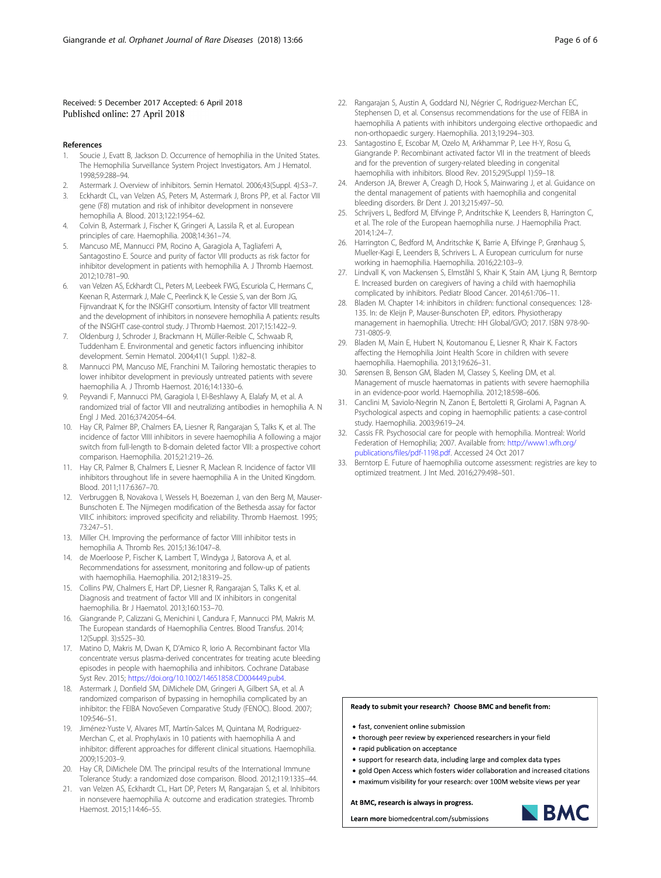Received: 5 December 2017 Accepted: 6 April 2018
Published online: 27 April 2018

## References

1. Soucie J, Evatt B, Jackson D. Occurrence of hemophilia in the United States. The Hemophilia Surveillance System Project Investigators. Am J Hematol. 1998;59:288–94.
2. Astermark J. Overview of inhibitors. Semin Hematol. 2006;43(Suppl. 4):S3–7.
3. Eckhardt CL, van Velzen AS, Peters M, Astermark J, Brons PP, et al. Factor VIII gene (F8) mutation and risk of inhibitor development in nonsevere hemophilia A. Blood. 2013;122:1954–62.
4. Colvin B, Astermark J, Fischer K, Gringeri A, Lassila R, et al. European principles of care. Haemophilia. 2008;14:361–74.
5. Mancuso ME, Mannucci PM, Rocino A, Garagiola A, Tagliaferri A, Santagostino E. Source and purity of factor VIII products as risk factor for inhibitor development in patients with hemophilia A. J Thromb Haemost. 2012;10:781–90.
6. van Velzen AS, Eckhardt CL, Peters M, Leebeek FWG, Escuriola C, Hermans C, Keenan R, Astermark J, Male C, Peerlinck K, le Cessie S, van der Bom JG, Fijnvandraat K, for the INSIGHT consortium. Intensity of factor VIII treatment and the development of inhibitors in nonsevere hemophilia A patients: results of the INSIGHT case-control study. J Thromb Haemost. 2017;15:1422–9.
7. Oldenburg J, Schroder J, Brackmann H, Müller-Reible C, Schwaab R, Tuddenham E. Environmental and genetic factors influencing inhibitor development. Semin Hematol. 2004;41(1 Suppl. 1):82–8.
8. Mannucci PM, Mancuso ME, Franchini M. Tailoring hemostatic therapies to lower inhibitor development in previously untreated patients with severe haemophilia A. J Thromb Haemost. 2016;14:1330–6.
9. Peyvandi F, Mannucci PM, Garagiola I, El-Beshlawy A, Elalfy M, et al. A randomized trial of factor VIII and neutralizing antibodies in hemophilia A. N Engl J Med. 2016;374:2054–64.
10. Hay CR, Palmer BP, Chalmers EA, Liesner R, Rangarajan S, Talks K, et al. The incidence of factor VIIII inhibitors in severe haemophilia A following a major switch from full-length to B-domain deleted factor VIII: a prospective cohort comparison. Haemophilia. 2015;21:219–26.
11. Hay CR, Palmer B, Chalmers E, Liesner R, Maclean R. Incidence of factor VIII inhibitors throughout life in severe haemophilia A in the United Kingdom. Blood. 2011;117:6367–70.
12. Verbruggen B, Novakova I, Wessels H, Boezeman J, van den Berg M, Mauser-Bunschoten E. The Nijmegen modification of the Bethesda assay for factor VIII:C inhibitors: improved specificity and reliability. Thromb Haemost. 1995;73:247–51.
13. Miller CH. Improving the performance of factor VIIII inhibitor tests in hemophilia A. Thromb Res. 2015;136:1047–8.
14. de Moerloose P, Fischer K, Lambert T, Windyga J, Batorova A, et al. Recommendations for assessment, monitoring and follow-up of patients with haemophilia. Haemophilia. 2012;18:319–25.
15. Collins PW, Chalmers E, Hart DP, Liesner R, Rangarajan S, Talks K, et al. Diagnosis and treatment of factor VIII and IX inhibitors in congenital haemophilia. Br J Haematol. 2013;160:153–70.
16. Giangrande P, Calizzani G, Menichini I, Candura F, Mannucci PM, Makris M. The European standards of Haemophilia Centres. Blood Transfus. 2014;12(Suppl. 3):s525–30.
17. Matino D, Makris M, Dwan K, D'Amico R, Iorio A. Recombinant factor VIIa concentrate versus plasma-derived concentrates for treating acute bleeding episodes in people with haemophilia and inhibitors. Cochrane Database Syst Rev. 2015; https://doi.org/10.1002/14651858.CD004449.pub4.
18. Astermark J, Donfield SM, DiMichele DM, Gringeri A, Gilbert SA, et al. A randomized comparison of bypassing in hemophilia complicated by an inhibitor: the FEIBA NovoSeven Comparative Study (FENOC). Blood. 2007;109:546–51.
19. Jiménez-Yuste V, Alvares MT, Martín-Salces M, Quintana M, Rodriguez-Merchan C, et al. Prophylaxis in 10 patients with haemophilia A and inhibitor: different approaches for different clinical situations. Haemophilia. 2009;15:203–9.
20. Hay CR, DiMichele DM. The principal results of the International Immune Tolerance Study: a randomized dose comparison. Blood. 2012;119:1335–44.
21. van Velzen AS, Eckhardt CL, Hart DP, Peters M, Rangarajan S, et al. Inhibitors in nonsevere haemophilia A: outcome and eradication strategies. Thromb Haemost. 2015;114:46–55.
22. Rangarajan S, Austin A, Goddard NJ, Négrier C, Rodriguez-Merchan EC, Stephensen D, et al. Consensus recommendations for the use of FEIBA in haemophilia A patients with inhibitors undergoing elective orthopaedic and non-orthopaedic surgery. Haemophilia. 2013;19:294–303.
23. Santagostino E, Escobar M, Ozelo M, Arkhammar P, Lee H-Y, Rosu G, Giangrande P. Recombinant activated factor VII in the treatment of bleeds and for the prevention of surgery-related bleeding in congenital haemophilia with inhibitors. Blood Rev. 2015;29(Suppl 1):S9–18.
24. Anderson JA, Brewer A, Creagh D, Hook S, Mainwaring J, et al. Guidance on the dental management of patients with haemophilia and congenital bleeding disorders. Br Dent J. 2013;215:497–50.
25. Schrijvers L, Bedford M, Elfvinge P, Andritschke K, Leenders B, Harrington C, et al. The role of the European haemophilia nurse. J Haemophilia Pract. 2014;1:24–7.
26. Harrington C, Bedford M, Andritschke K, Barrie A, Elfvinge P, Grønhaug S, Mueller-Kagi E, Leenders B, Schrivers L. A European curriculum for nurse working in haemophilia. Haemophilia. 2016;22:103–9.
27. Lindvall K, von Mackensen S, Elmståhl S, Khair K, Stain AM, Ljung R, Berntorp E. Increased burden on caregivers of having a child with haemophilia complicated by inhibitors. Pediatr Blood Cancer. 2014;61:706–11.
28. Bladen M. Chapter 14: inhibitors in children: functional consequences: 128-135. In: de Kleijn P, Mauser-Bunschoten EP, editors. Physiotherapy management in haemophilia. Utrecht: HH Global/GVO; 2017. ISBN 978-90-731-0805-9.
29. Bladen M, Main E, Hubert N, Koutomanou E, Liesner R, Khair K. Factors affecting the Hemophilia Joint Health Score in children with severe haemophilia. Haemophilia. 2013;19:626–31.
30. Sørensen B, Benson GM, Bladen M, Classey S, Keeling DM, et al. Management of muscle haematomas in patients with severe haemophilia in an evidence-poor world. Haemophilia. 2012;18:598–606.
31. Canclini M, Saviolo-Negrin N, Zanon E, Bertoletti R, Girolami A, Pagnan A. Psychological aspects and coping in haemophilic patients: a case-control study. Haemophilia. 2003;9:619–24.
32. Cassis FR. Psychosocial care for people with hemophilia. Montreal: World Federation of Hemophilia; 2007. Available from: http://www1.wfh.org/publications/files/pdf-1198.pdf. Accessed 24 Oct 2017
33. Berntorp E. Future of haemophilia outcome assessment: registries are key to optimized treatment. J Int Med. 2016;279:498–501.

**Ready to submit your research? Choose BMC and benefit from:**

- fast, convenient online submission
- thorough peer review by experienced researchers in your field
- rapid publication on acceptance
- support for research data, including large and complex data types
- gold Open Access which fosters wider collaboration and increased citations
- maximum visibility for your research: over 100M website views per year

**At BMC, research is always in progress.**

**Learn more** biomedcentral.com/submissions

BMC